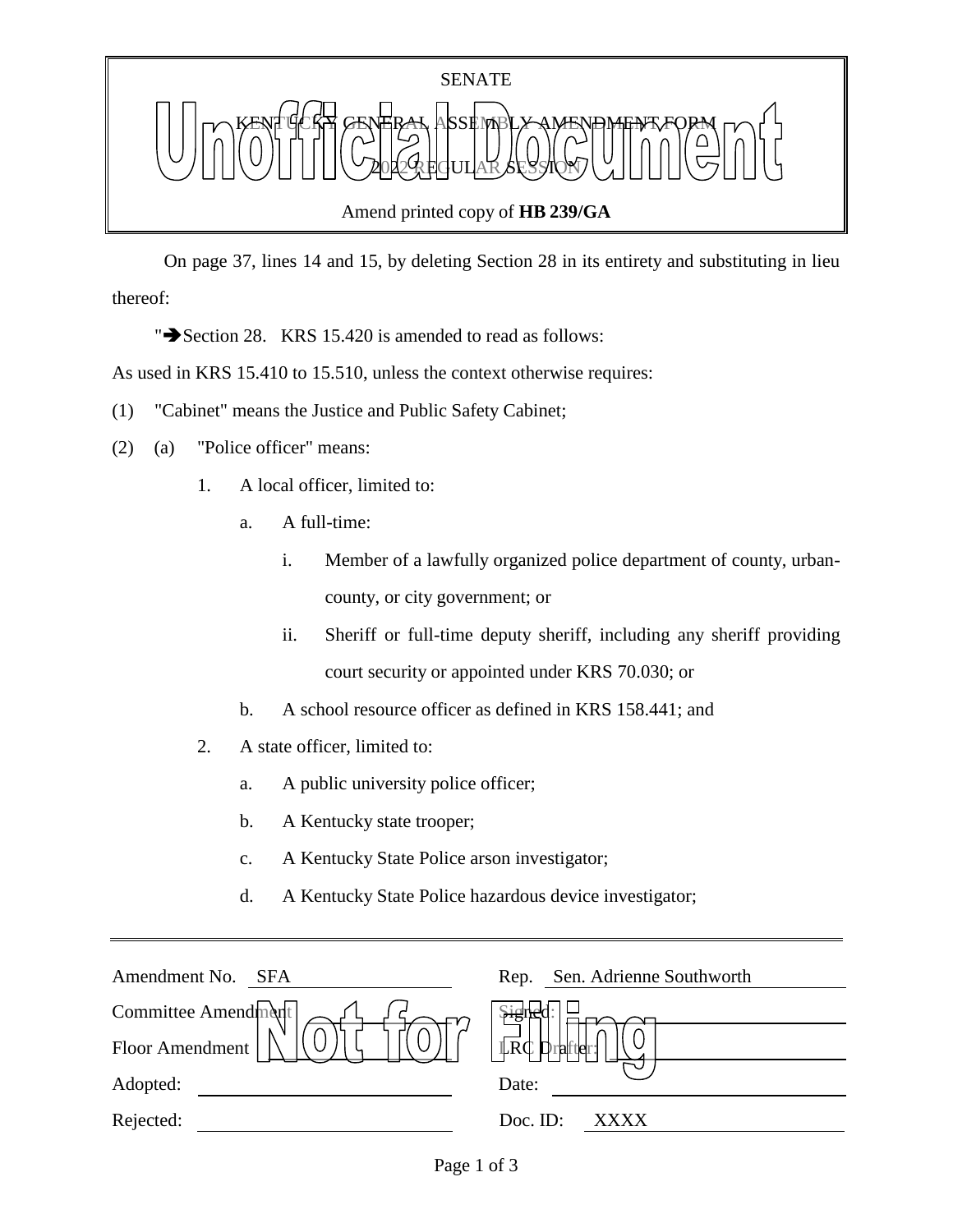SENATE

KENTUCKY GENERAL ASSEMBLY AMENDMENT FORM

2022 REGULAR SESSION

Amend printed copy of **HB 239/GA**

Unofficial Document

On page 37, lines 14 and 15, by deleting Section 28 in its entirety and substituting in lieu thereof:

"➔Section 28. KRS 15.420 is amended to read as follows:

As used in KRS 15.410 to 15.510, unless the context otherwise requires:

(1) "Cabinet" means the Justice and Public Safety Cabinet;

(2) (a) "Police officer" means:

1. A local officer, limited to:

a. A full-time:

i. Member of a lawfully organized police department of county, urban-county, or city government; or

ii. Sheriff or full-time deputy sheriff, including any sheriff providing court security or appointed under KRS 70.030; or

b. A school resource officer as defined in KRS 158.441; and

2. A state officer, limited to:

a. A public university police officer;

b. A Kentucky state trooper;

c. A Kentucky State Police arson investigator;

d. A Kentucky State Police hazardous device investigator;

| | |
|---|---|
| Amendment No. SFA | Rep. Sen. Adrienne Southworth |
| Committee Amendment | Signed: |
| Floor Amendment | LRC Drafter: |
| Adopted: | Date: |
| Rejected: | Doc. ID: XXXX |

Not for Filing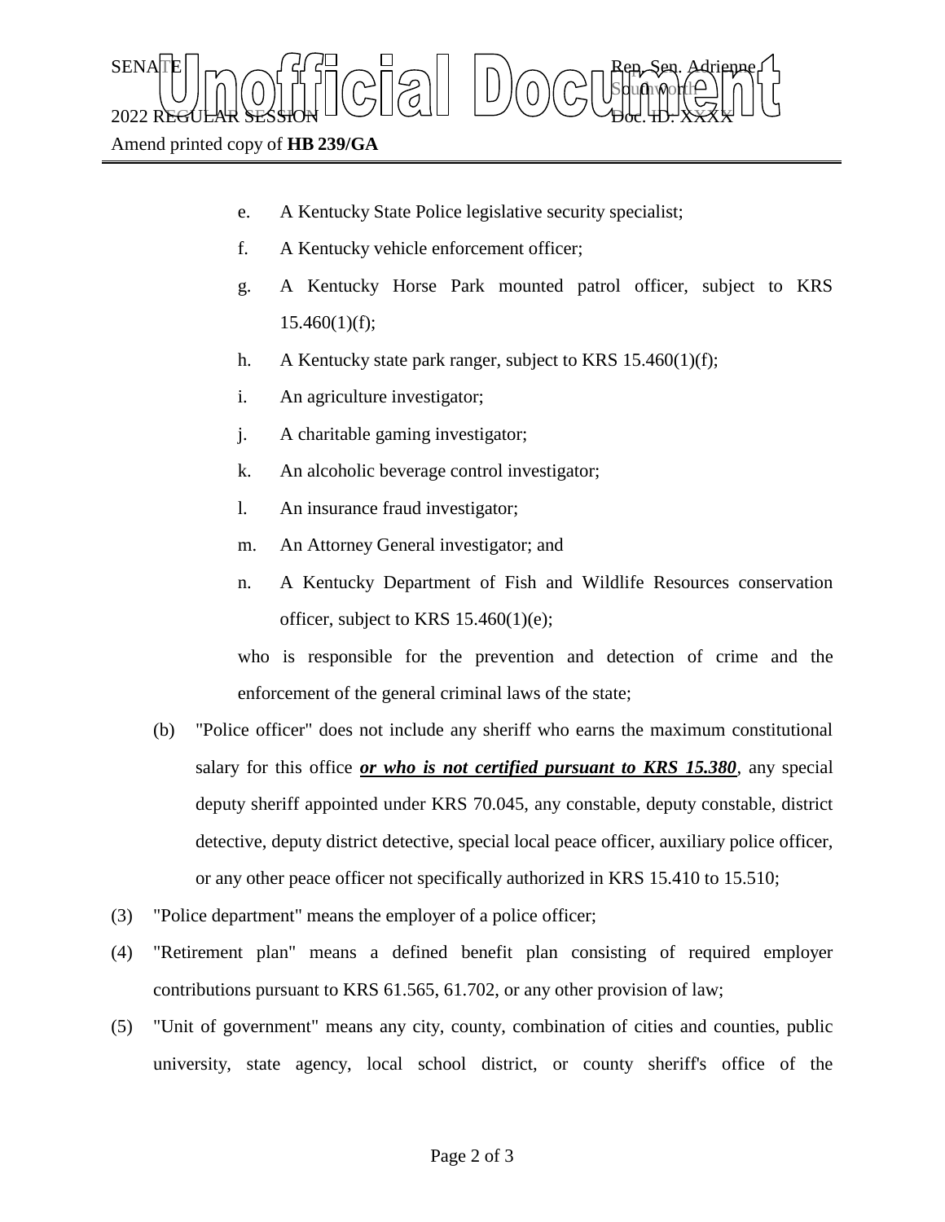SENATE

2022 REGULAR SESSION

Rep. Sen. Adrienne Southworth

Doc. ID: XXXX

Amend printed copy of **HB 239/GA**

e. A Kentucky State Police legislative security specialist;

f. A Kentucky vehicle enforcement officer;

g. A Kentucky Horse Park mounted patrol officer, subject to KRS 15.460(1)(f);

h. A Kentucky state park ranger, subject to KRS 15.460(1)(f);

i. An agriculture investigator;

j. A charitable gaming investigator;

k. An alcoholic beverage control investigator;

l. An insurance fraud investigator;

m. An Attorney General investigator; and

n. A Kentucky Department of Fish and Wildlife Resources conservation officer, subject to KRS 15.460(1)(e);

who is responsible for the prevention and detection of crime and the enforcement of the general criminal laws of the state;

(b) "Police officer" does not include any sheriff who earns the maximum constitutional salary for this office ***or who is not certified pursuant to KRS 15.380***, any special deputy sheriff appointed under KRS 70.045, any constable, deputy constable, district detective, deputy district detective, special local peace officer, auxiliary police officer, or any other peace officer not specifically authorized in KRS 15.410 to 15.510;

(3) "Police department" means the employer of a police officer;

(4) "Retirement plan" means a defined benefit plan consisting of required employer contributions pursuant to KRS 61.565, 61.702, or any other provision of law;

(5) "Unit of government" means any city, county, combination of cities and counties, public university, state agency, local school district, or county sheriff's office of the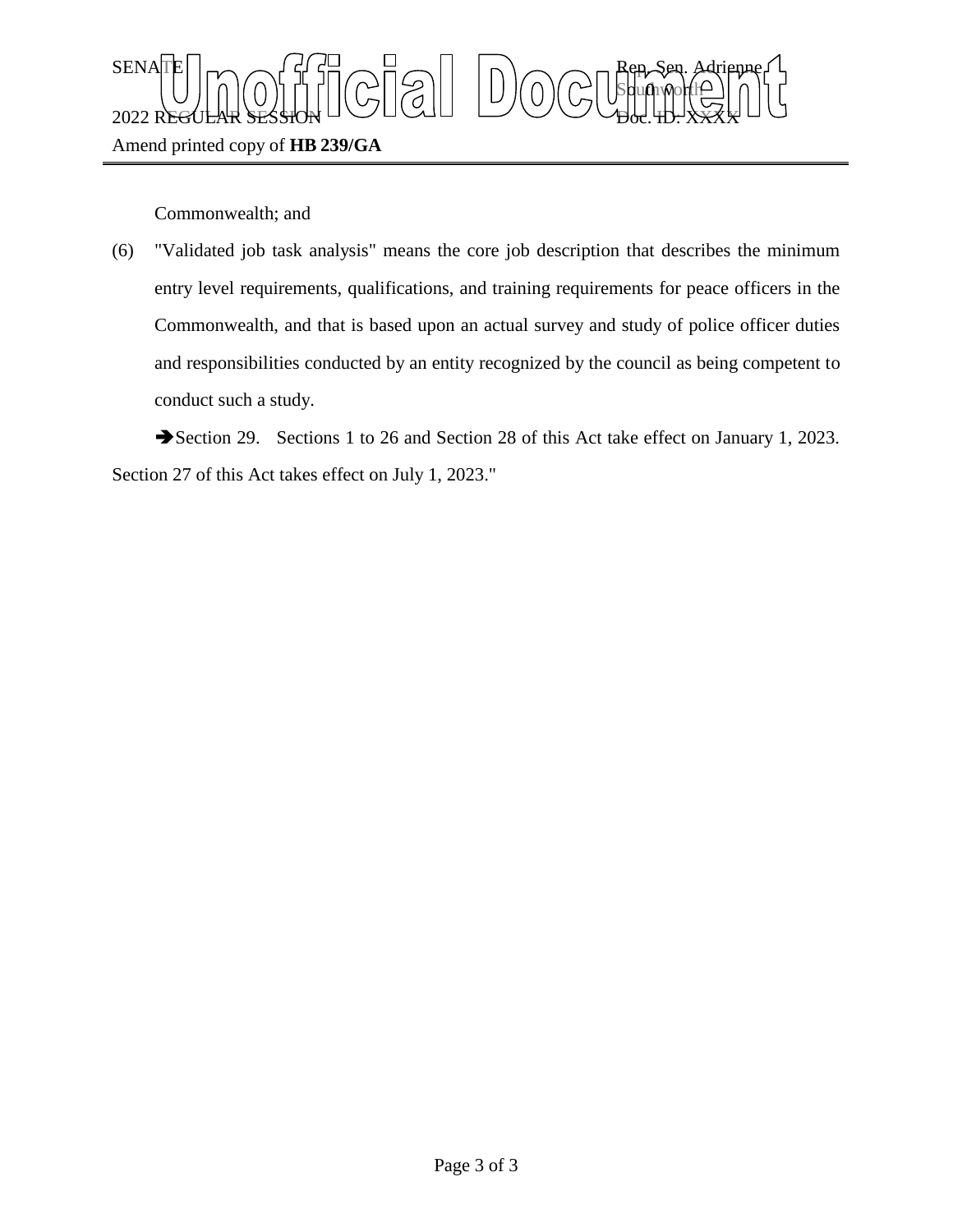Commonwealth; and

(6) "Validated job task analysis" means the core job description that describes the minimum entry level requirements, qualifications, and training requirements for peace officers in the Commonwealth, and that is based upon an actual survey and study of police officer duties and responsibilities conducted by an entity recognized by the council as being competent to conduct such a study.

➔Section 29. Sections 1 to 26 and Section 28 of this Act take effect on January 1, 2023. Section 27 of this Act takes effect on July 1, 2023."